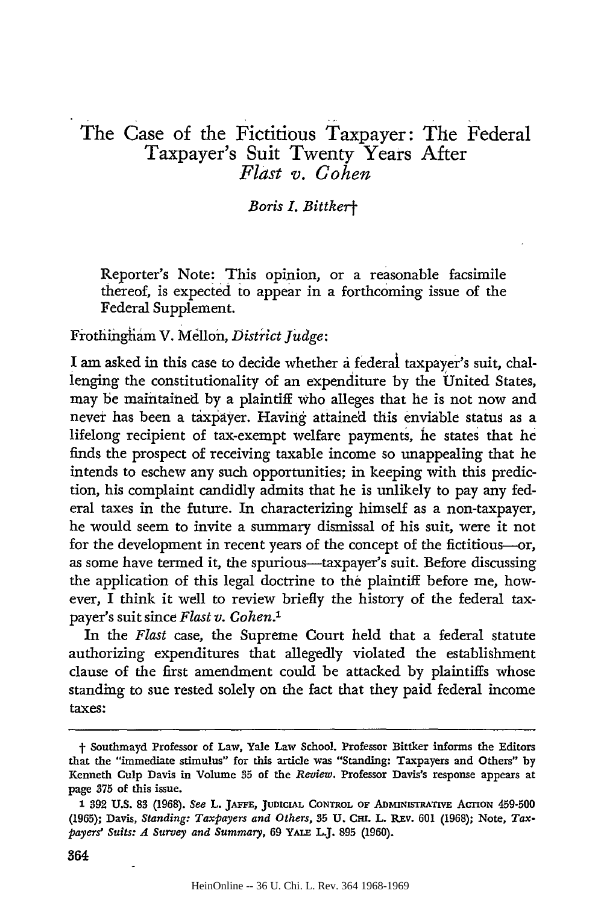# The Case of the Fictitious Taxpayer: The Federal Taxpayer's Suit Twenty Years After *Flast v. Cohen*

*Boris I. Bittker*†

Reporter's Note: This opinion, or a reasonable facsimile thereof, is expected to appear in a forthcoming issue of the Federal Supplement.

Frothingham V. Mellon, *District Judge*:

I am asked in this case to decide whether a federal taxpayer's suit, challenging the constitutionality of an expenditure by the United States, may be maintained by a plaintiff who alleges that he is not now and never has been a taxpayer. Having attained this enviable status as a lifelong recipient of tax-exempt welfare payments, he states that he finds the prospect of receiving taxable income so unappealing that he intends to eschew any such opportunities; in keeping with this prediction, his complaint candidly admits that he is unlikely to pay any federal taxes in the future. In characterizing himself as a non-taxpayer, he would seem to invite a summary dismissal of his suit, were it not for the development in recent years of the concept of the fictitious—or, as some have termed it, the spurious—taxpayer's suit. Before discussing the application of this legal doctrine to the plaintiff before me, however, I think it well to review briefly the history of the federal taxpayer's suit since *Flast v. Cohen*.[1]

In the *Flast* case, the Supreme Court held that a federal statute authorizing expenditures that allegedly violated the establishment clause of the first amendment could be attacked by plaintiffs whose standing to sue rested solely on the fact that they paid federal income taxes:

---

† Southmayd Professor of Law, Yale Law School. Professor Bittker informs the Editors that the "immediate stimulus" for this article was "Standing: Taxpayers and Others" by Kenneth Culp Davis in Volume 35 of the *Review*. Professor Davis's response appears at page 375 of this issue.

1 392 U.S. 83 (1968). *See* L. JAFFE, JUDICIAL CONTROL OF ADMINISTRATIVE ACTION 459-500 (1965); Davis, *Standing: Taxpayers and Others*, 35 U. CHI. L. REV. 601 (1968); Note, *Taxpayers' Suits: A Survey and Summary*, 69 YALE L.J. 895 (1960).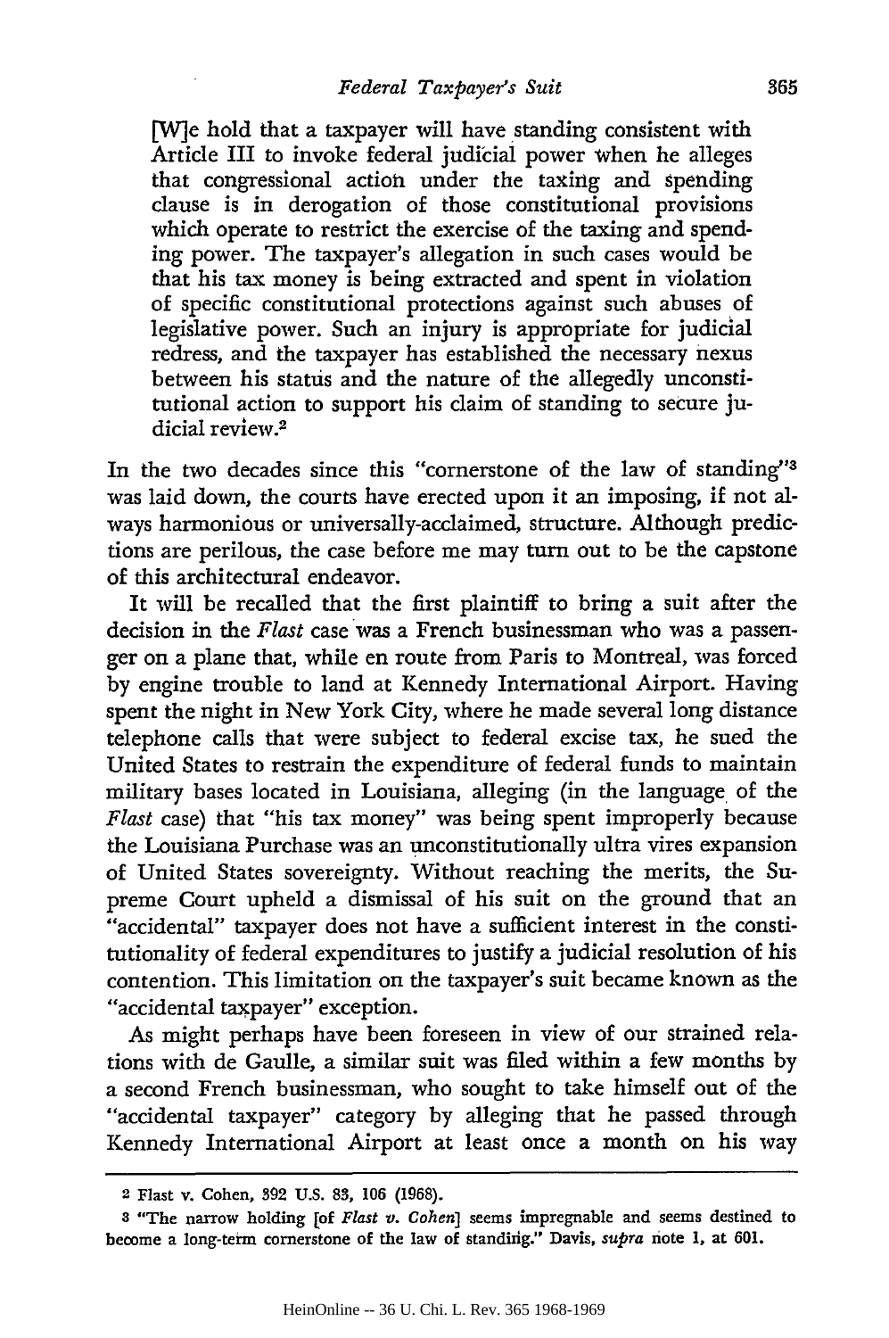[W]e hold that a taxpayer will have standing consistent with Article III to invoke federal judicial power when he alleges that congressional action under the taxing and spending clause is in derogation of those constitutional provisions which operate to restrict the exercise of the taxing and spending power. The taxpayer's allegation in such cases would be that his tax money is being extracted and spent in violation of specific constitutional protections against such abuses of legislative power. Such an injury is appropriate for judicial redress, and the taxpayer has established the necessary nexus between his status and the nature of the allegedly unconstitutional action to support his claim of standing to secure judicial review.[2]

In the two decades since this "cornerstone of the law of standing"[3] was laid down, the courts have erected upon it an imposing, if not always harmonious or universally-acclaimed, structure. Although predictions are perilous, the case before me may turn out to be the capstone of this architectural endeavor.

It will be recalled that the first plaintiff to bring a suit after the decision in the *Flast* case was a French businessman who was a passenger on a plane that, while en route from Paris to Montreal, was forced by engine trouble to land at Kennedy International Airport. Having spent the night in New York City, where he made several long distance telephone calls that were subject to federal excise tax, he sued the United States to restrain the expenditure of federal funds to maintain military bases located in Louisiana, alleging (in the language of the *Flast* case) that "his tax money" was being spent improperly because the Louisiana Purchase was an unconstitutionally ultra vires expansion of United States sovereignty. Without reaching the merits, the Supreme Court upheld a dismissal of his suit on the ground that an "accidental" taxpayer does not have a sufficient interest in the constitutionality of federal expenditures to justify a judicial resolution of his contention. This limitation on the taxpayer's suit became known as the "accidental taxpayer" exception.

As might perhaps have been foreseen in view of our strained relations with de Gaulle, a similar suit was filed within a few months by a second French businessman, who sought to take himself out of the "accidental taxpayer" category by alleging that he passed through Kennedy International Airport at least once a month on his way

---

2 Flast v. Cohen, 392 U.S. 83, 106 (1968).

3 "The narrow holding [of *Flast v. Cohen*] seems impregnable and seems destined to become a long-term cornerstone of the law of standing." Davis, *supra* note 1, at 601.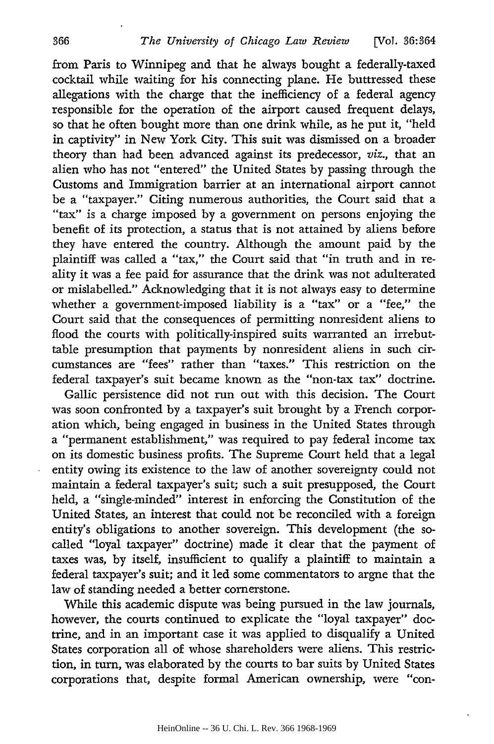from Paris to Winnipeg and that he always bought a federally-taxed cocktail while waiting for his connecting plane. He buttressed these allegations with the charge that the inefficiency of a federal agency responsible for the operation of the airport caused frequent delays, so that he often bought more than one drink while, as he put it, "held in captivity" in New York City. This suit was dismissed on a broader theory than had been advanced against its predecessor, *viz.*, that an alien who has not "entered" the United States by passing through the Customs and Immigration barrier at an international airport cannot be a "taxpayer." Citing numerous authorities, the Court said that a "tax" is a charge imposed by a government on persons enjoying the benefit of its protection, a status that is not attained by aliens before they have entered the country. Although the amount paid by the plaintiff was called a "tax," the Court said that "in truth and in reality it was a fee paid for assurance that the drink was not adulterated or mislabelled." Acknowledging that it is not always easy to determine whether a government-imposed liability is a "tax" or a "fee," the Court said that the consequences of permitting nonresident aliens to flood the courts with politically-inspired suits warranted an irrebuttable presumption that payments by nonresident aliens in such circumstances are "fees" rather than "taxes." This restriction on the federal taxpayer's suit became known as the "non-tax tax" doctrine.

Gallic persistence did not run out with this decision. The Court was soon confronted by a taxpayer's suit brought by a French corporation which, being engaged in business in the United States through a "permanent establishment," was required to pay federal income tax on its domestic business profits. The Supreme Court held that a legal entity owing its existence to the law of another sovereignty could not maintain a federal taxpayer's suit; such a suit presupposed, the Court held, a "single-minded" interest in enforcing the Constitution of the United States, an interest that could not be reconciled with a foreign entity's obligations to another sovereign. This development (the so-called "loyal taxpayer" doctrine) made it clear that the payment of taxes was, by itself, insufficient to qualify a plaintiff to maintain a federal taxpayer's suit; and it led some commentators to argue that the law of standing needed a better cornerstone.

While this academic dispute was being pursued in the law journals, however, the courts continued to explicate the "loyal taxpayer" doctrine, and in an important case it was applied to disqualify a United States corporation all of whose shareholders were aliens. This restriction, in turn, was elaborated by the courts to bar suits by United States corporations that, despite formal American ownership, were "con-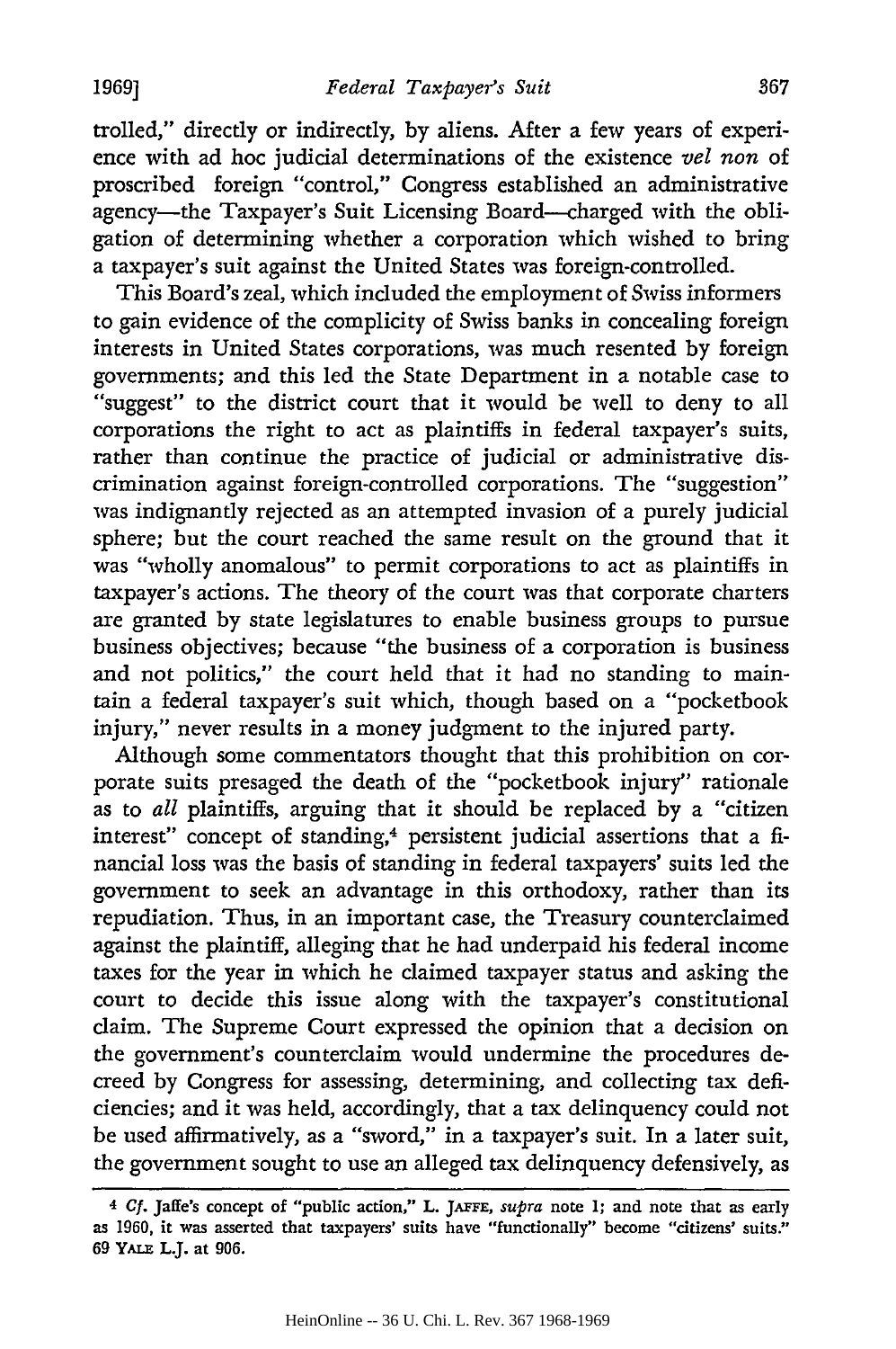trolled," directly or indirectly, by aliens. After a few years of experience with ad hoc judicial determinations of the existence *vel non* of proscribed foreign "control," Congress established an administrative agency—the Taxpayer's Suit Licensing Board—charged with the obligation of determining whether a corporation which wished to bring a taxpayer's suit against the United States was foreign-controlled.

This Board's zeal, which included the employment of Swiss informers to gain evidence of the complicity of Swiss banks in concealing foreign interests in United States corporations, was much resented by foreign governments; and this led the State Department in a notable case to "suggest" to the district court that it would be well to deny to all corporations the right to act as plaintiffs in federal taxpayer's suits, rather than continue the practice of judicial or administrative discrimination against foreign-controlled corporations. The "suggestion" was indignantly rejected as an attempted invasion of a purely judicial sphere; but the court reached the same result on the ground that it was "wholly anomalous" to permit corporations to act as plaintiffs in taxpayer's actions. The theory of the court was that corporate charters are granted by state legislatures to enable business groups to pursue business objectives; because "the business of a corporation is business and not politics," the court held that it had no standing to maintain a federal taxpayer's suit which, though based on a "pocketbook injury," never results in a money judgment to the injured party.

Although some commentators thought that this prohibition on corporate suits presaged the death of the "pocketbook injury" rationale as to *all* plaintiffs, arguing that it should be replaced by a "citizen interest" concept of standing,[4] persistent judicial assertions that a financial loss was the basis of standing in federal taxpayers' suits led the government to seek an advantage in this orthodoxy, rather than its repudiation. Thus, in an important case, the Treasury counterclaimed against the plaintiff, alleging that he had underpaid his federal income taxes for the year in which he claimed taxpayer status and asking the court to decide this issue along with the taxpayer's constitutional claim. The Supreme Court expressed the opinion that a decision on the government's counterclaim would undermine the procedures decreed by Congress for assessing, determining, and collecting tax deficiencies; and it was held, accordingly, that a tax delinquency could not be used affirmatively, as a "sword," in a taxpayer's suit. In a later suit, the government sought to use an alleged tax delinquency defensively, as

---

[4] *Cf.* Jaffe's concept of "public action," L. JAFFE, *supra* note 1; and note that as early as 1960, it was asserted that taxpayers' suits have "functionally" become "citizens' suits." 69 YALE L.J. at 906.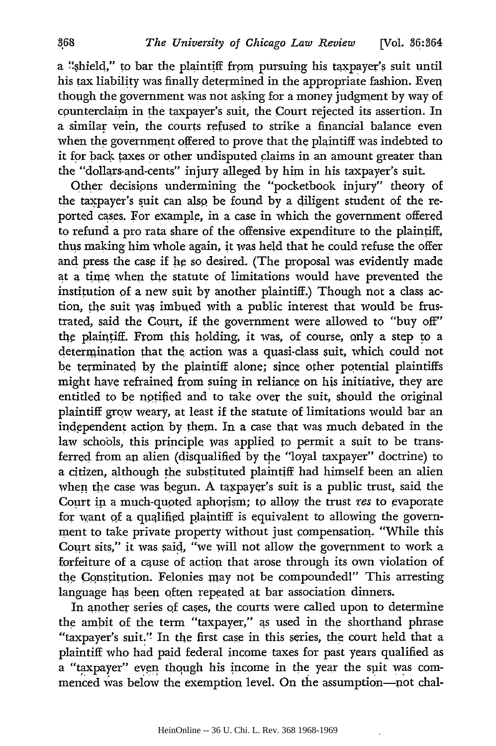a "shield," to bar the plaintiff from pursuing his taxpayer's suit until his tax liability was finally determined in the appropriate fashion. Even though the government was not asking for a money judgment by way of counterclaim in the taxpayer's suit, the Court rejected its assertion. In a similar vein, the courts refused to strike a financial balance even when the government offered to prove that the plaintiff was indebted to it for back taxes or other undisputed claims in an amount greater than the "dollars-and-cents" injury alleged by him in his taxpayer's suit.

Other decisions undermining the "pocketbook injury" theory of the taxpayer's suit can also be found by a diligent student of the reported cases. For example, in a case in which the government offered to refund a pro rata share of the offensive expenditure to the plaintiff, thus making him whole again, it was held that he could refuse the offer and press the case if he so desired. (The proposal was evidently made at a time when the statute of limitations would have prevented the institution of a new suit by another plaintiff.) Though not a class action, the suit was imbued with a public interest that would be frustrated, said the Court, if the government were allowed to "buy off" the plaintiff. From this holding, it was, of course, only a step to a determination that the action was a quasi-class suit, which could not be terminated by the plaintiff alone; since other potential plaintiffs might have refrained from suing in reliance on his initiative, they are entitled to be notified and to take over the suit, should the original plaintiff grow weary, at least if the statute of limitations would bar an independent action by them. In a case that was much debated in the law schools, this principle was applied to permit a suit to be transferred from an alien (disqualified by the "loyal taxpayer" doctrine) to a citizen, although the substituted plaintiff had himself been an alien when the case was begun. A taxpayer's suit is a public trust, said the Court in a much-quoted aphorism; to allow the trust *res* to evaporate for want of a qualified plaintiff is equivalent to allowing the government to take private property without just compensation. "While this Court sits," it was said, "we will not allow the government to work a forfeiture of a cause of action that arose through its own violation of the Constitution. Felonies may not be compounded!" This arresting language has been often repeated at bar association dinners.

In another series of cases, the courts were called upon to determine the ambit of the term "taxpayer," as used in the shorthand phrase "taxpayer's suit." In the first case in this series, the court held that a plaintiff who had paid federal income taxes for past years qualified as a "taxpayer" even though his income in the year the suit was commenced was below the exemption level. On the assumption—not chal-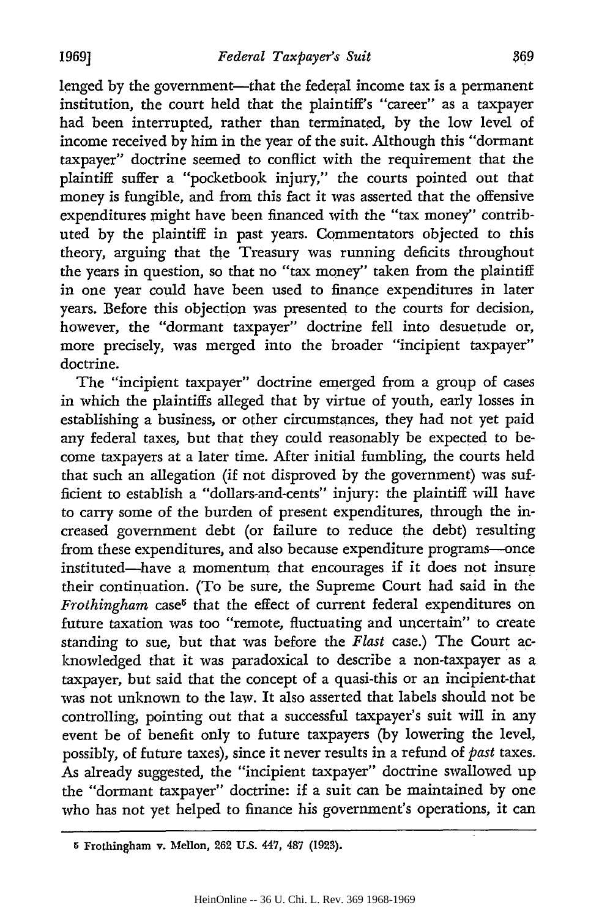lenged by the government—that the federal income tax is a permanent institution, the court held that the plaintiff's "career" as a taxpayer had been interrupted, rather than terminated, by the low level of income received by him in the year of the suit. Although this "dormant taxpayer" doctrine seemed to conflict with the requirement that the plaintiff suffer a "pocketbook injury," the courts pointed out that money is fungible, and from this fact it was asserted that the offensive expenditures might have been financed with the "tax money" contributed by the plaintiff in past years. Commentators objected to this theory, arguing that the Treasury was running deficits throughout the years in question, so that no "tax money" taken from the plaintiff in one year could have been used to finance expenditures in later years. Before this objection was presented to the courts for decision, however, the "dormant taxpayer" doctrine fell into desuetude or, more precisely, was merged into the broader "incipient taxpayer" doctrine.

The "incipient taxpayer" doctrine emerged from a group of cases in which the plaintiffs alleged that by virtue of youth, early losses in establishing a business, or other circumstances, they had not yet paid any federal taxes, but that they could reasonably be expected to become taxpayers at a later time. After initial fumbling, the courts held that such an allegation (if not disproved by the government) was sufficient to establish a "dollars-and-cents" injury: the plaintiff will have to carry some of the burden of present expenditures, through the increased government debt (or failure to reduce the debt) resulting from these expenditures, and also because expenditure programs—once instituted—have a momentum that encourages if it does not insure their continuation. (To be sure, the Supreme Court had said in the *Frothingham* case[5] that the effect of current federal expenditures on future taxation was too "remote, fluctuating and uncertain" to create standing to sue, but that was before the *Flast* case.) The Court acknowledged that it was paradoxical to describe a non-taxpayer as a taxpayer, but said that the concept of a quasi-this or an incipient-that was not unknown to the law. It also asserted that labels should not be controlling, pointing out that a successful taxpayer's suit will in any event be of benefit only to future taxpayers (by lowering the level, possibly, of future taxes), since it never results in a refund of *past* taxes. As already suggested, the "incipient taxpayer" doctrine swallowed up the "dormant taxpayer" doctrine: if a suit can be maintained by one who has not yet helped to finance his government's operations, it can

[5] Frothingham v. Mellon, 262 U.S. 447, 487 (1923).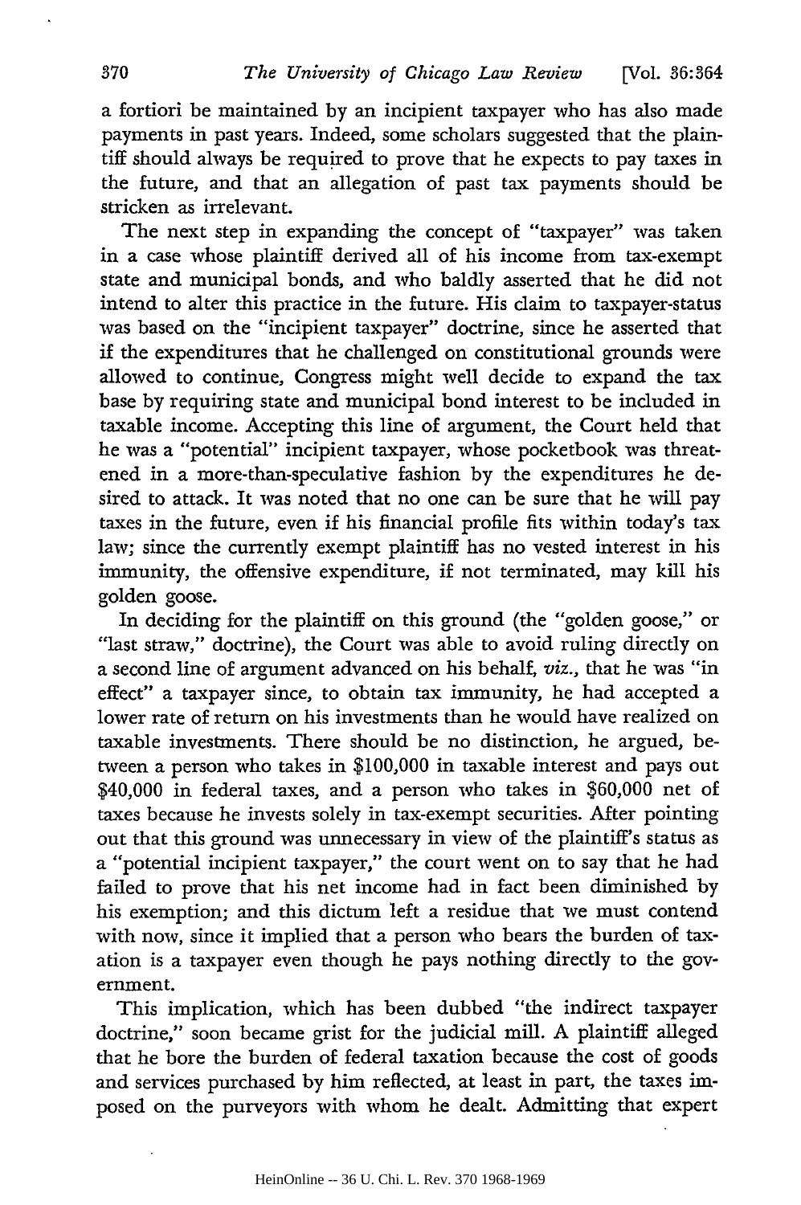a fortiori be maintained by an incipient taxpayer who has also made payments in past years. Indeed, some scholars suggested that the plaintiff should always be required to prove that he expects to pay taxes in the future, and that an allegation of past tax payments should be stricken as irrelevant.

The next step in expanding the concept of "taxpayer" was taken in a case whose plaintiff derived all of his income from tax-exempt state and municipal bonds, and who baldly asserted that he did not intend to alter this practice in the future. His claim to taxpayer-status was based on the "incipient taxpayer" doctrine, since he asserted that if the expenditures that he challenged on constitutional grounds were allowed to continue, Congress might well decide to expand the tax base by requiring state and municipal bond interest to be included in taxable income. Accepting this line of argument, the Court held that he was a "potential" incipient taxpayer, whose pocketbook was threatened in a more-than-speculative fashion by the expenditures he desired to attack. It was noted that no one can be sure that he will pay taxes in the future, even if his financial profile fits within today's tax law; since the currently exempt plaintiff has no vested interest in his immunity, the offensive expenditure, if not terminated, may kill his golden goose.

In deciding for the plaintiff on this ground (the "golden goose," or "last straw," doctrine), the Court was able to avoid ruling directly on a second line of argument advanced on his behalf, *viz.*, that he was "in effect" a taxpayer since, to obtain tax immunity, he had accepted a lower rate of return on his investments than he would have realized on taxable investments. There should be no distinction, he argued, between a person who takes in $100,000 in taxable interest and pays out $40,000 in federal taxes, and a person who takes in $60,000 net of taxes because he invests solely in tax-exempt securities. After pointing out that this ground was unnecessary in view of the plaintiff's status as a "potential incipient taxpayer," the court went on to say that he had failed to prove that his net income had in fact been diminished by his exemption; and this dictum left a residue that we must contend with now, since it implied that a person who bears the burden of taxation is a taxpayer even though he pays nothing directly to the government.

This implication, which has been dubbed "the indirect taxpayer doctrine," soon became grist for the judicial mill. A plaintiff alleged that he bore the burden of federal taxation because the cost of goods and services purchased by him reflected, at least in part, the taxes imposed on the purveyors with whom he dealt. Admitting that expert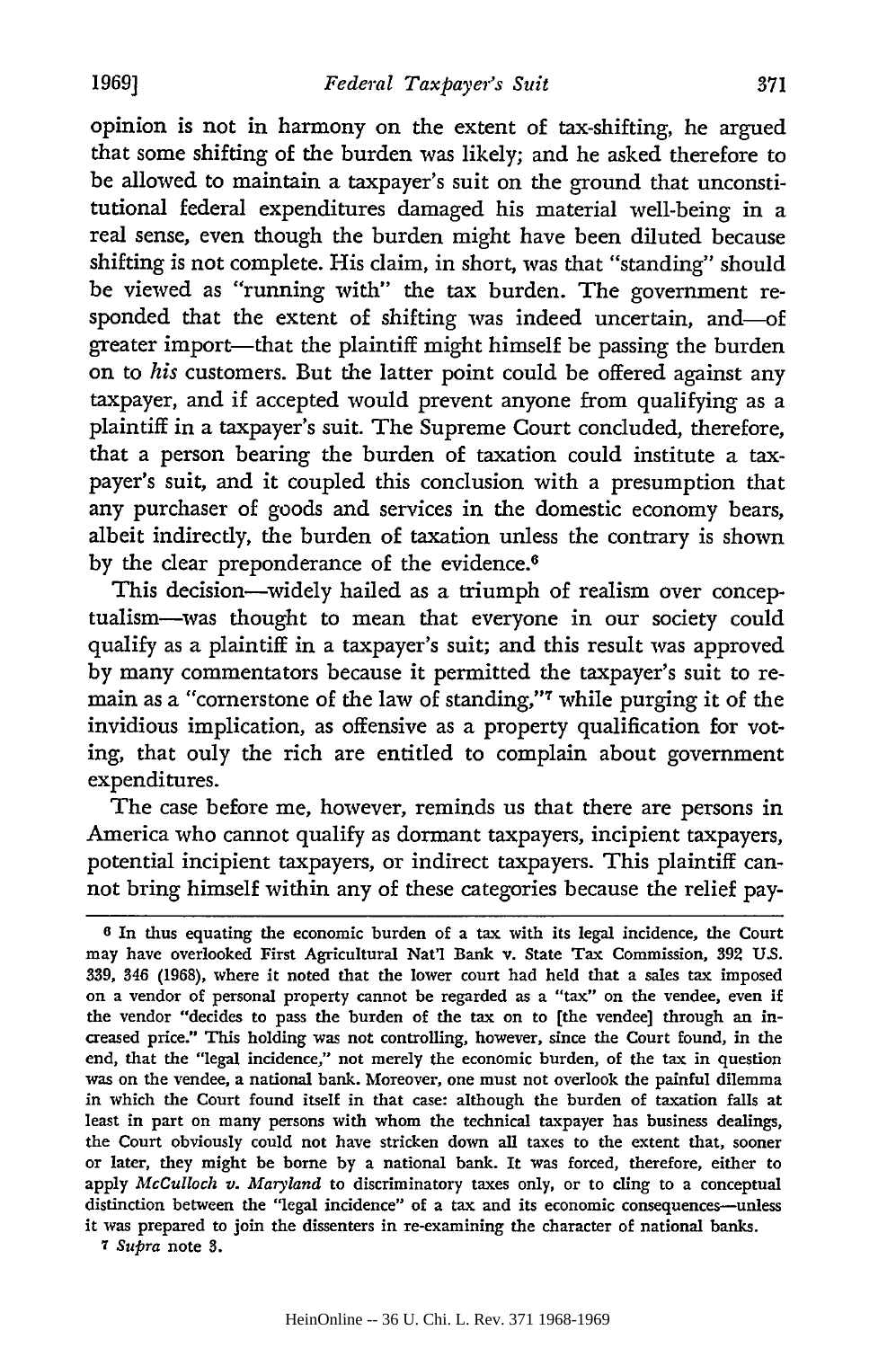opinion is not in harmony on the extent of tax-shifting, he argued that some shifting of the burden was likely; and he asked therefore to be allowed to maintain a taxpayer's suit on the ground that unconstitutional federal expenditures damaged his material well-being in a real sense, even though the burden might have been diluted because shifting is not complete. His claim, in short, was that "standing" should be viewed as "running with" the tax burden. The government responded that the extent of shifting was indeed uncertain, and—of greater import—that the plaintiff might himself be passing the burden on to *his* customers. But the latter point could be offered against any taxpayer, and if accepted would prevent anyone from qualifying as a plaintiff in a taxpayer's suit. The Supreme Court concluded, therefore, that a person bearing the burden of taxation could institute a taxpayer's suit, and it coupled this conclusion with a presumption that any purchaser of goods and services in the domestic economy bears, albeit indirectly, the burden of taxation unless the contrary is shown by the clear preponderance of the evidence.[6]

This decision—widely hailed as a triumph of realism over conceptualism—was thought to mean that everyone in our society could qualify as a plaintiff in a taxpayer's suit; and this result was approved by many commentators because it permitted the taxpayer's suit to remain as a "cornerstone of the law of standing,"[7] while purging it of the invidious implication, as offensive as a property qualification for voting, that ouly the rich are entitled to complain about government expenditures.

The case before me, however, reminds us that there are persons in America who cannot qualify as dormant taxpayers, incipient taxpayers, potential incipient taxpayers, or indirect taxpayers. This plaintiff cannot bring himself within any of these categories because the relief pay-

---

[6] In thus equating the economic burden of a tax with its legal incidence, the Court may have overlooked First Agricultural Nat'l Bank v. State Tax Commission, 392 U.S. 339, 346 (1968), where it noted that the lower court had held that a sales tax imposed on a vendor of personal property cannot be regarded as a "tax" on the vendee, even if the vendor "decides to pass the burden of the tax on to [the vendee] through an increased price." This holding was not controlling, however, since the Court found, in the end, that the "legal incidence," not merely the economic burden, of the tax in question was on the vendee, a national bank. Moreover, one must not overlook the painful dilemma in which the Court found itself in that case: although the burden of taxation falls at least in part on many persons with whom the technical taxpayer has business dealings, the Court obviously could not have stricken down all taxes to the extent that, sooner or later, they might be borne by a national bank. It was forced, therefore, either to apply *McCulloch v. Maryland* to discriminatory taxes only, or to cling to a conceptual distinction between the "legal incidence" of a tax and its economic consequences—unless it was prepared to join the dissenters in re-examining the character of national banks.

[7] *Supra* note 3.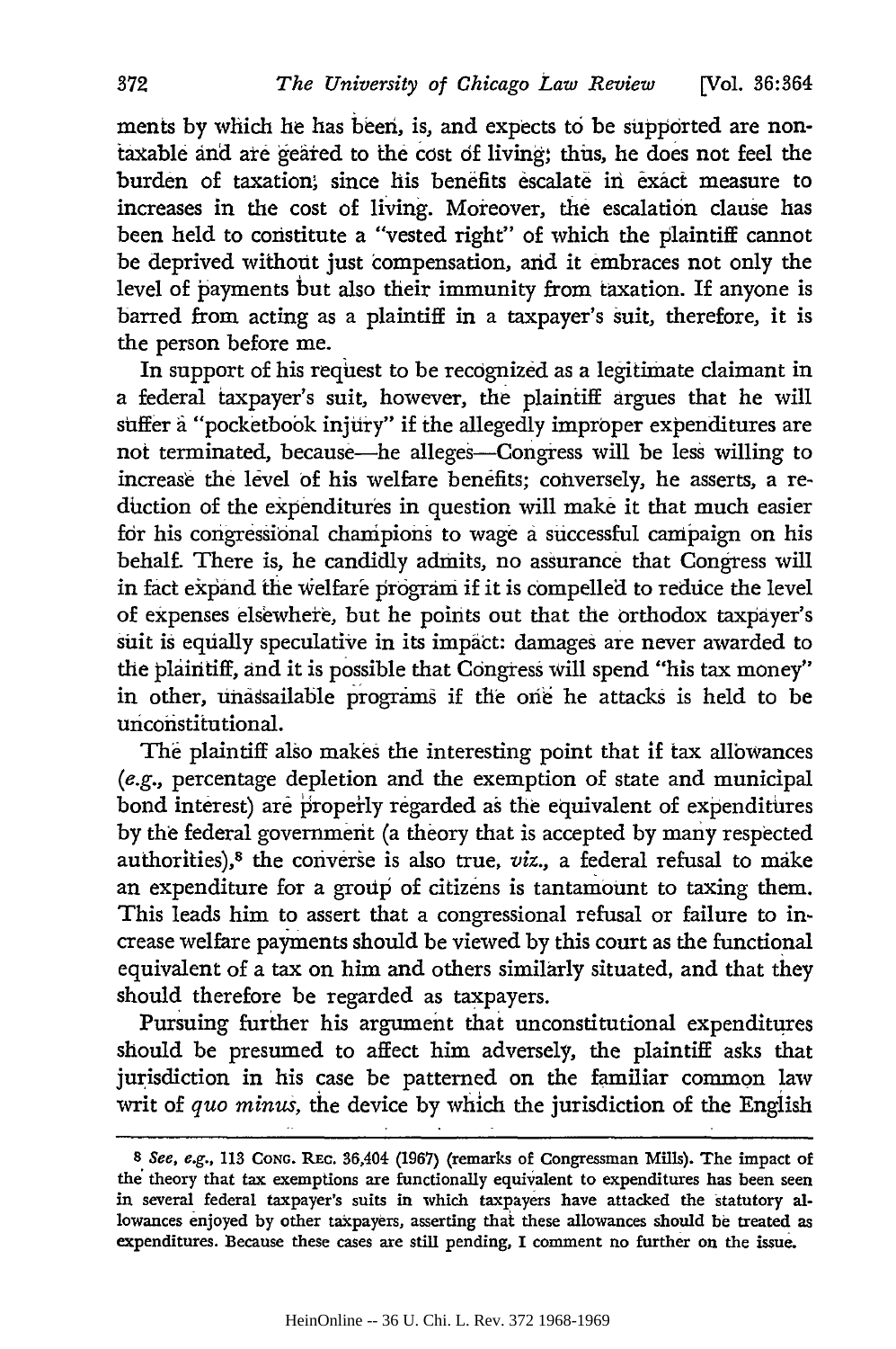ments by which he has been, is, and expects to be supported are nontaxable and are geared to the cost of living; thus, he does not feel the burden of taxation, since his benefits escalate in exact measure to increases in the cost of living. Moreover, the escalation clause has been held to constitute a "vested right" of which the plaintiff cannot be deprived without just compensation, and it embraces not only the level of payments but also their immunity from taxation. If anyone is barred from acting as a plaintiff in a taxpayer's suit, therefore, it is the person before me.

In support of his request to be recognized as a legitimate claimant in a federal taxpayer's suit, however, the plaintiff argues that he will suffer a "pocketbook injury" if the allegedly improper expenditures are not terminated, because—he alleges—Congress will be less willing to increase the level of his welfare benefits; conversely, he asserts, a reduction of the expenditures in question will make it that much easier for his congressional champions to wage a successful campaign on his behalf. There is, he candidly admits, no assurance that Congress will in fact expand the welfare program if it is compelled to reduce the level of expenses elsewhere, but he points out that the orthodox taxpayer's suit is equally speculative in its impact: damages are never awarded to the plaintiff, and it is possible that Congress will spend "his tax money" in other, unassailable programs if the one he attacks is held to be unconstitutional.

The plaintiff also makes the interesting point that if tax allowances (*e.g.*, percentage depletion and the exemption of state and municipal bond interest) are properly regarded as the equivalent of expenditures by the federal government (a theory that is accepted by many respected authorities),[8] the converse is also true, *viz.*, a federal refusal to make an expenditure for a group of citizens is tantamount to taxing them. This leads him to assert that a congressional refusal or failure to increase welfare payments should be viewed by this court as the functional equivalent of a tax on him and others similarly situated, and that they should therefore be regarded as taxpayers.

Pursuing further his argument that unconstitutional expenditures should be presumed to affect him adversely, the plaintiff asks that jurisdiction in his case be patterned on the familiar common law writ of *quo minus*, the device by which the jurisdiction of the English

---

[8] *See, e.g.*, 113 CONG. REC. 36,404 (1967) (remarks of Congressman Mills). The impact of the theory that tax exemptions are functionally equivalent to expenditures has been seen in several federal taxpayer's suits in which taxpayers have attacked the statutory allowances enjoyed by other taxpayers, asserting that these allowances should be treated as expenditures. Because these cases are still pending, I comment no further on the issue.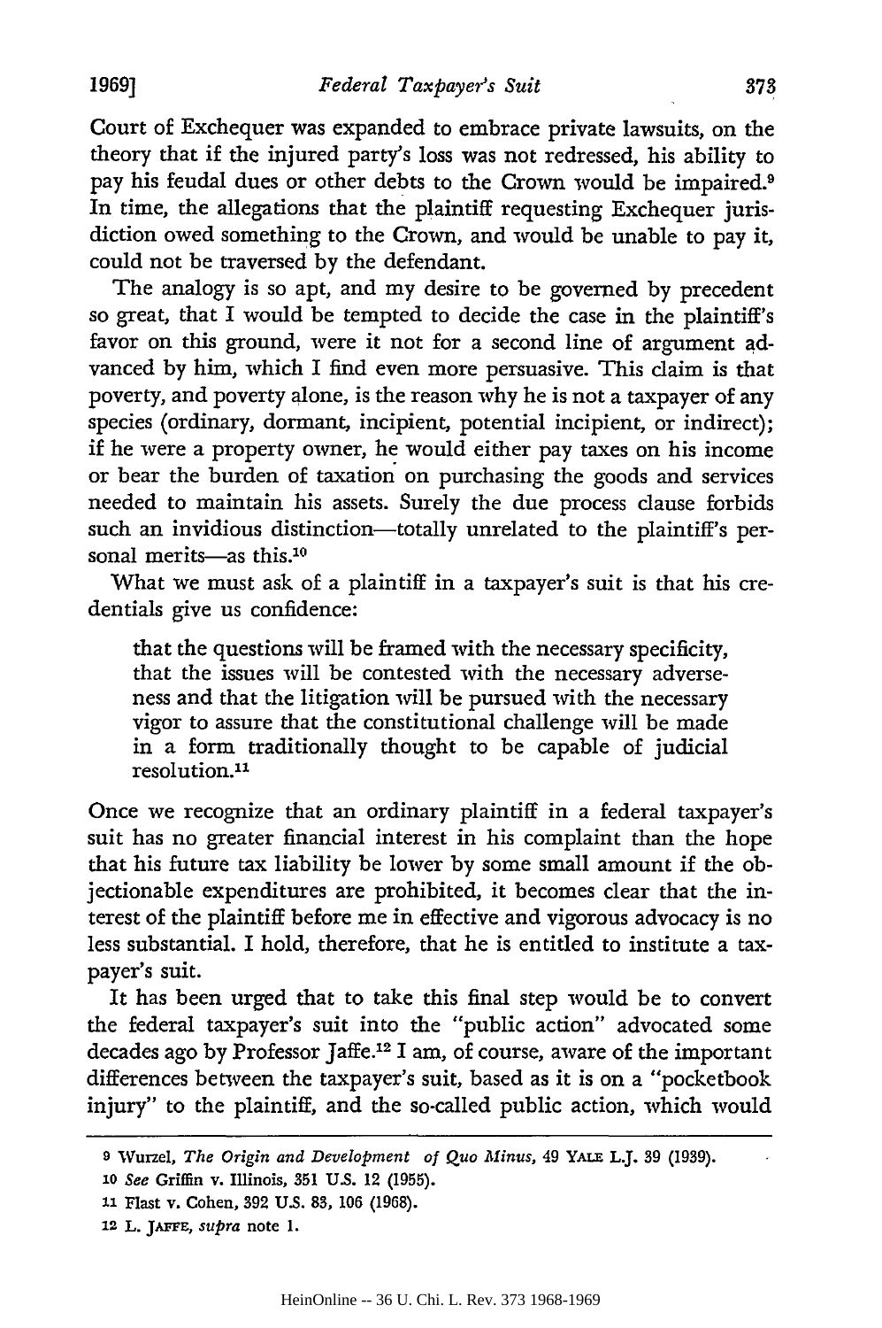Court of Exchequer was expanded to embrace private lawsuits, on the theory that if the injured party's loss was not redressed, his ability to pay his feudal dues or other debts to the Crown would be impaired.[9] In time, the allegations that the plaintiff requesting Exchequer jurisdiction owed something to the Crown, and would be unable to pay it, could not be traversed by the defendant.

The analogy is so apt, and my desire to be governed by precedent so great, that I would be tempted to decide the case in the plaintiff's favor on this ground, were it not for a second line of argument advanced by him, which I find even more persuasive. This claim is that poverty, and poverty alone, is the reason why he is not a taxpayer of any species (ordinary, dormant, incipient, potential incipient, or indirect); if he were a property owner, he would either pay taxes on his income or bear the burden of taxation on purchasing the goods and services needed to maintain his assets. Surely the due process clause forbids such an invidious distinction—totally unrelated to the plaintiff's personal merits—as this.[10]

What we must ask of a plaintiff in a taxpayer's suit is that his credentials give us confidence:

> that the questions will be framed with the necessary specificity, that the issues will be contested with the necessary adverseness and that the litigation will be pursued with the necessary vigor to assure that the constitutional challenge will be made in a form traditionally thought to be capable of judicial resolution.[11]

Once we recognize that an ordinary plaintiff in a federal taxpayer's suit has no greater financial interest in his complaint than the hope that his future tax liability be lower by some small amount if the objectionable expenditures are prohibited, it becomes clear that the interest of the plaintiff before me in effective and vigorous advocacy is no less substantial. I hold, therefore, that he is entitled to institute a taxpayer's suit.

It has been urged that to take this final step would be to convert the federal taxpayer's suit into the "public action" advocated some decades ago by Professor Jaffe.[12] I am, of course, aware of the important differences between the taxpayer's suit, based as it is on a "pocketbook injury" to the plaintiff, and the so-called public action, which would

---

9 Wurzel, *The Origin and Development of Quo Minus*, 49 YALE L.J. 39 (1939).

10 *See* Griffin v. Illinois, 351 U.S. 12 (1955).

11 Flast v. Cohen, 392 U.S. 83, 106 (1968).

12 L. JAFFE, *supra* note 1.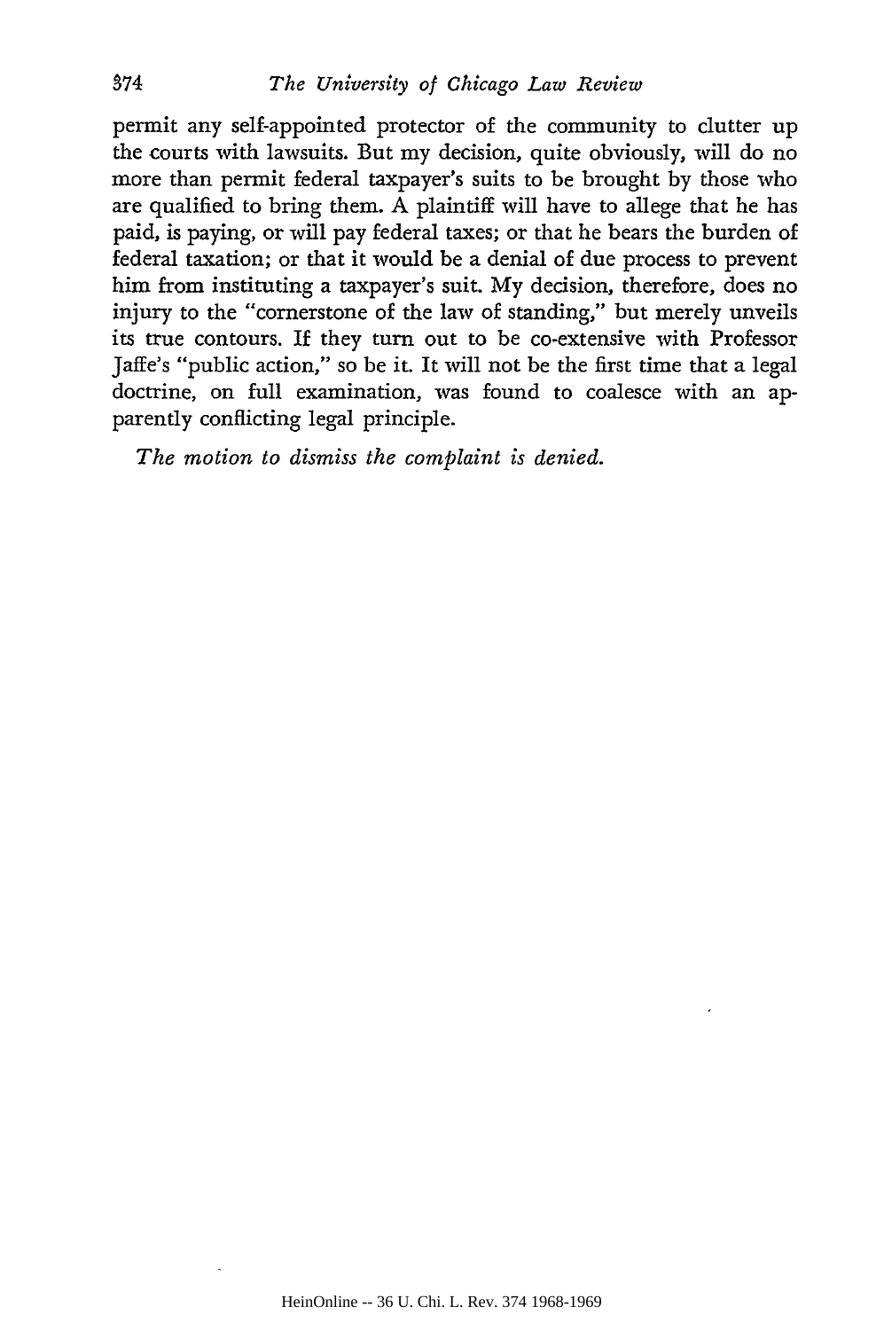permit any self-appointed protector of the community to clutter up the courts with lawsuits. But my decision, quite obviously, will do no more than permit federal taxpayer's suits to be brought by those who are qualified to bring them. A plaintiff will have to allege that he has paid, is paying, or will pay federal taxes; or that he bears the burden of federal taxation; or that it would be a denial of due process to prevent him from instituting a taxpayer's suit. My decision, therefore, does no injury to the "cornerstone of the law of standing," but merely unveils its true contours. If they turn out to be co-extensive with Professor Jaffe's "public action," so be it. It will not be the first time that a legal doctrine, on full examination, was found to coalesce with an apparently conflicting legal principle.

*The motion to dismiss the complaint is denied.*